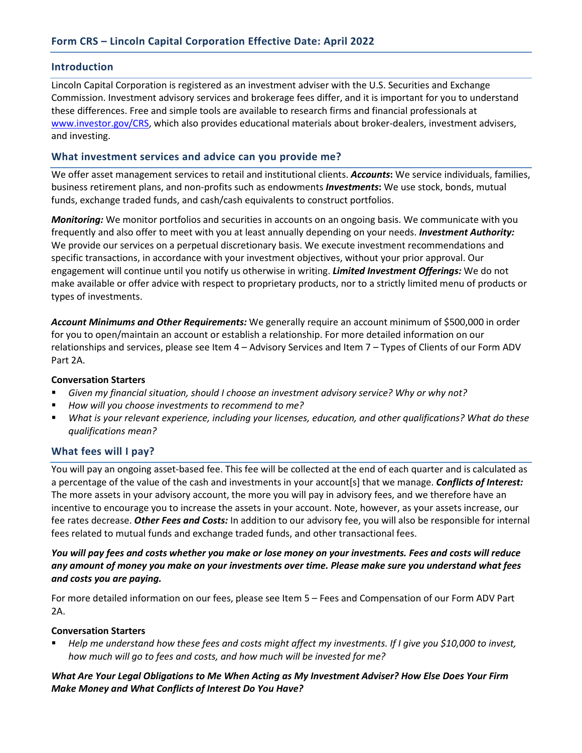## Form CRS – Lincoln Capital Corporation Effective Date: April 2022

### Introduction

Lincoln Capital Corporation is registered as an investment adviser with the U.S. Securities and Exchange Commission. Investment advisory services and brokerage fees differ, and it is important for you to understand these differences. Free and simple tools are available to research firms and financial professionals at www.investor.gov/CRS, which also provides educational materials about broker-dealers, investment advisers, and investing.

### What investment services and advice can you provide me?

We offer asset management services to retail and institutional clients. ***Accounts*:** We service individuals, families, business retirement plans, and non-profits such as endowments ***Investments*:** We use stock, bonds, mutual funds, exchange traded funds, and cash/cash equivalents to construct portfolios.

***Monitoring:*** We monitor portfolios and securities in accounts on an ongoing basis. We communicate with you frequently and also offer to meet with you at least annually depending on your needs. ***Investment Authority:*** We provide our services on a perpetual discretionary basis. We execute investment recommendations and specific transactions, in accordance with your investment objectives, without your prior approval. Our engagement will continue until you notify us otherwise in writing. ***Limited Investment Offerings:*** We do not make available or offer advice with respect to proprietary products, nor to a strictly limited menu of products or types of investments.

***Account Minimums and Other Requirements:*** We generally require an account minimum of $500,000 in order for you to open/maintain an account or establish a relationship. For more detailed information on our relationships and services, please see Item 4 – Advisory Services and Item 7 – Types of Clients of our Form ADV Part 2A.

**Conversation Starters**

- *Given my financial situation, should I choose an investment advisory service? Why or why not?*
- *How will you choose investments to recommend to me?*
- *What is your relevant experience, including your licenses, education, and other qualifications? What do these qualifications mean?*

### What fees will I pay?

You will pay an ongoing asset-based fee. This fee will be collected at the end of each quarter and is calculated as a percentage of the value of the cash and investments in your account[s] that we manage. ***Conflicts of Interest:*** The more assets in your advisory account, the more you will pay in advisory fees, and we therefore have an incentive to encourage you to increase the assets in your account. Note, however, as your assets increase, our fee rates decrease. ***Other Fees and Costs:*** In addition to our advisory fee, you will also be responsible for internal fees related to mutual funds and exchange traded funds, and other transactional fees.

***You will pay fees and costs whether you make or lose money on your investments. Fees and costs will reduce any amount of money you make on your investments over time. Please make sure you understand what fees and costs you are paying.***

For more detailed information on our fees, please see Item 5 – Fees and Compensation of our Form ADV Part 2A.

**Conversation Starters**

- *Help me understand how these fees and costs might affect my investments. If I give you $10,000 to invest, how much will go to fees and costs, and how much will be invested for me?*

***What Are Your Legal Obligations to Me When Acting as My Investment Adviser? How Else Does Your Firm Make Money and What Conflicts of Interest Do You Have?***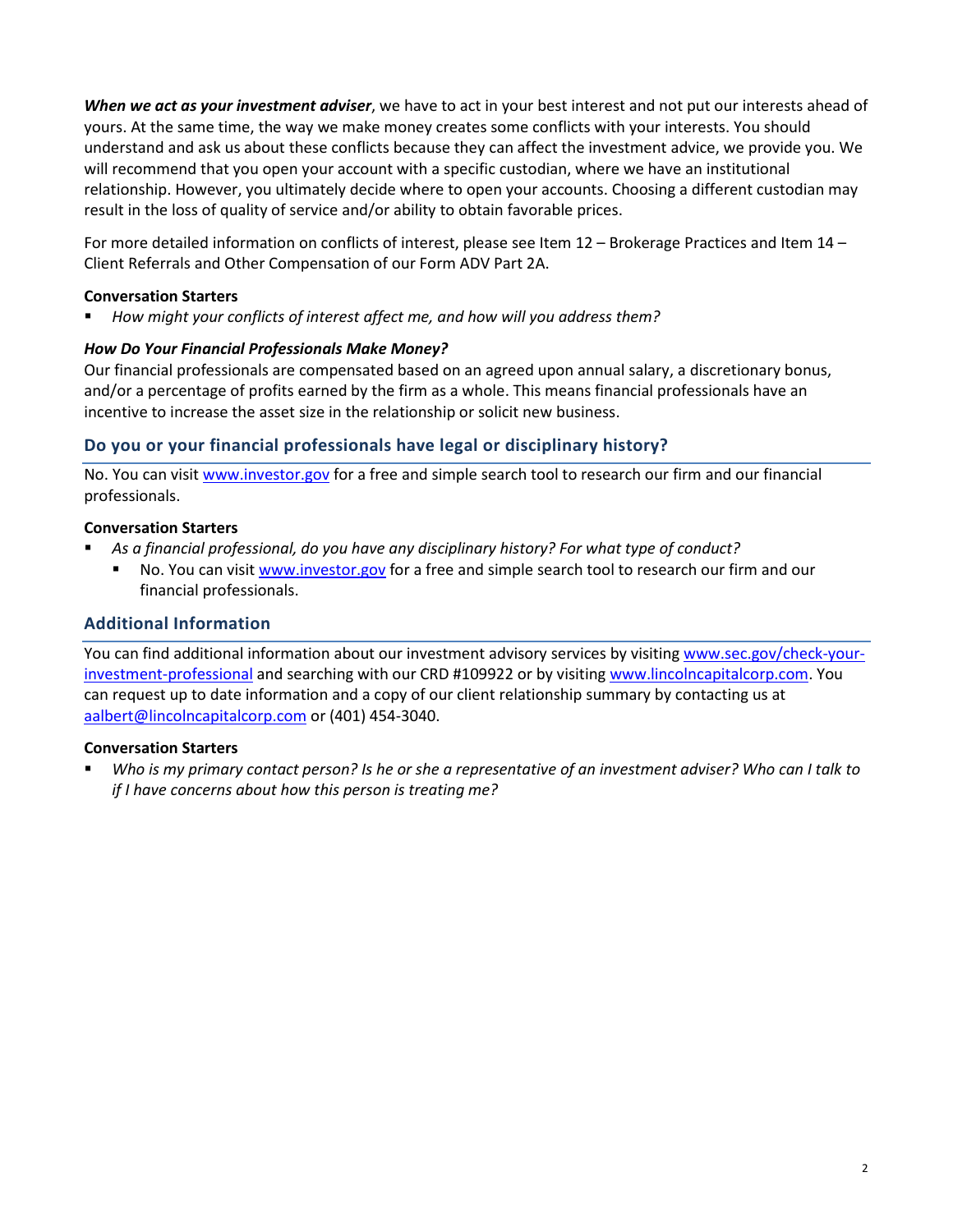***When we act as your investment adviser***, we have to act in your best interest and not put our interests ahead of yours. At the same time, the way we make money creates some conflicts with your interests. You should understand and ask us about these conflicts because they can affect the investment advice, we provide you. We will recommend that you open your account with a specific custodian, where we have an institutional relationship. However, you ultimately decide where to open your accounts. Choosing a different custodian may result in the loss of quality of service and/or ability to obtain favorable prices.

For more detailed information on conflicts of interest, please see Item 12 – Brokerage Practices and Item 14 – Client Referrals and Other Compensation of our Form ADV Part 2A.

**Conversation Starters**

- *How might your conflicts of interest affect me, and how will you address them?*

***How Do Your Financial Professionals Make Money?***

Our financial professionals are compensated based on an agreed upon annual salary, a discretionary bonus, and/or a percentage of profits earned by the firm as a whole. This means financial professionals have an incentive to increase the asset size in the relationship or solicit new business.

## Do you or your financial professionals have legal or disciplinary history?

No. You can visit [www.investor.gov](www.investor.gov) for a free and simple search tool to research our firm and our financial professionals.

**Conversation Starters**

- *As a financial professional, do you have any disciplinary history? For what type of conduct?*
  - No. You can visit [www.investor.gov](www.investor.gov) for a free and simple search tool to research our firm and our financial professionals.

## Additional Information

You can find additional information about our investment advisory services by visiting [www.sec.gov/check-your-investment-professional](www.sec.gov/check-your-investment-professional) and searching with our CRD #109922 or by visiting [www.lincolncapitalcorp.com](www.lincolncapitalcorp.com). You can request up to date information and a copy of our client relationship summary by contacting us at [aalbert@lincolncapitalcorp.com](mailto:aalbert@lincolncapitalcorp.com) or (401) 454-3040.

**Conversation Starters**

- *Who is my primary contact person? Is he or she a representative of an investment adviser? Who can I talk to if I have concerns about how this person is treating me?*